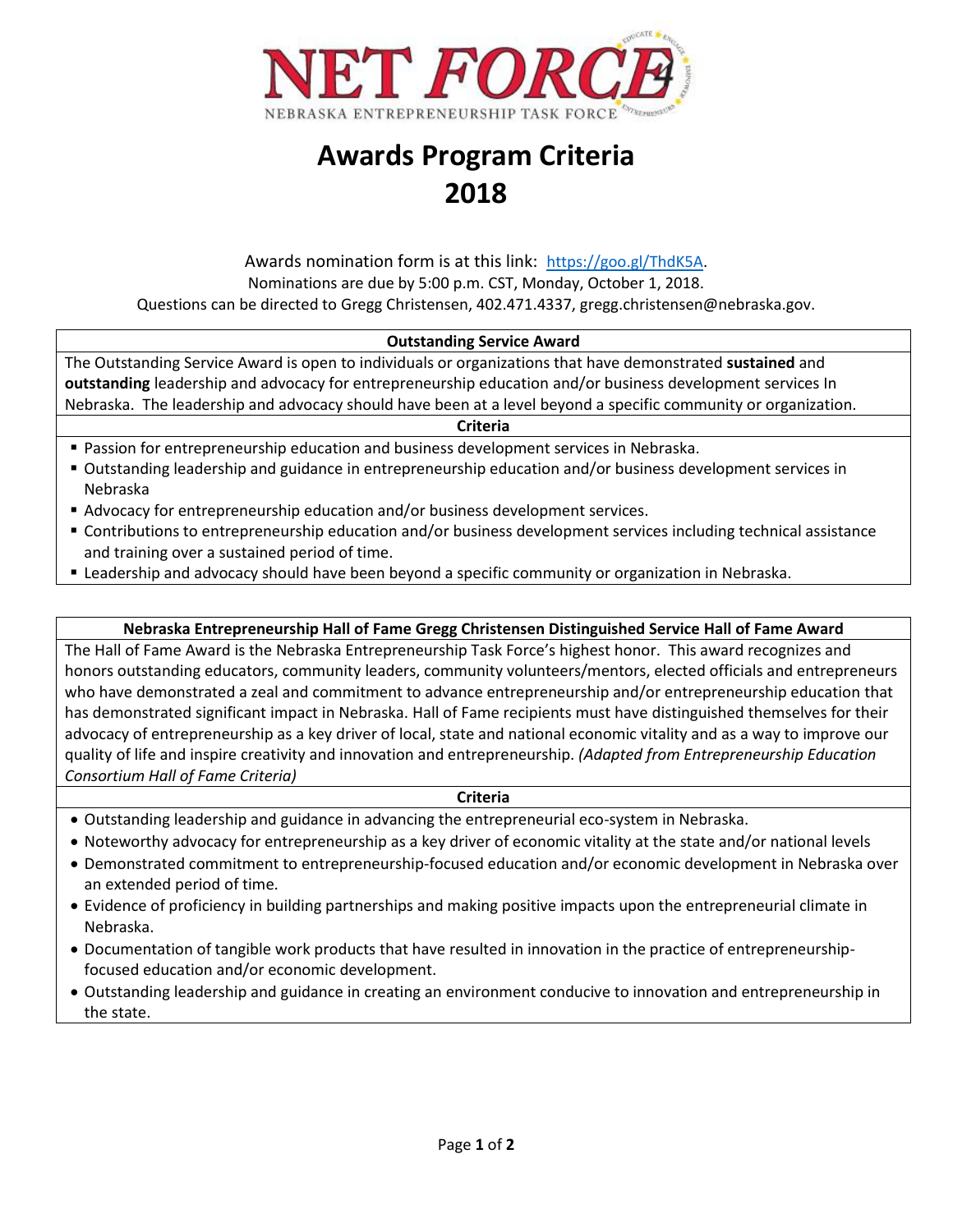NET FORCE

NEBRASKA ENTREPRENEURSHIP TASK FORCE

# Awards Program Criteria 2018

Awards nomination form is at this link: https://goo.gl/ThdK5A.

Nominations are due by 5:00 p.m. CST, Monday, October 1, 2018.

Questions can be directed to Gregg Christensen, 402.471.4337, gregg.christensen@nebraska.gov.

## Outstanding Service Award

The Outstanding Service Award is open to individuals or organizations that have demonstrated **sustained** and **outstanding** leadership and advocacy for entrepreneurship education and/or business development services In Nebraska. The leadership and advocacy should have been at a level beyond a specific community or organization.

### Criteria

- Passion for entrepreneurship education and business development services in Nebraska.
- Outstanding leadership and guidance in entrepreneurship education and/or business development services in Nebraska
- Advocacy for entrepreneurship education and/or business development services.
- Contributions to entrepreneurship education and/or business development services including technical assistance and training over a sustained period of time.
- Leadership and advocacy should have been beyond a specific community or organization in Nebraska.

## Nebraska Entrepreneurship Hall of Fame Gregg Christensen Distinguished Service Hall of Fame Award

The Hall of Fame Award is the Nebraska Entrepreneurship Task Force's highest honor. This award recognizes and honors outstanding educators, community leaders, community volunteers/mentors, elected officials and entrepreneurs who have demonstrated a zeal and commitment to advance entrepreneurship and/or entrepreneurship education that has demonstrated significant impact in Nebraska. Hall of Fame recipients must have distinguished themselves for their advocacy of entrepreneurship as a key driver of local, state and national economic vitality and as a way to improve our quality of life and inspire creativity and innovation and entrepreneurship. *(Adapted from Entrepreneurship Education Consortium Hall of Fame Criteria)*

### Criteria

- Outstanding leadership and guidance in advancing the entrepreneurial eco-system in Nebraska.
- Noteworthy advocacy for entrepreneurship as a key driver of economic vitality at the state and/or national levels
- Demonstrated commitment to entrepreneurship-focused education and/or economic development in Nebraska over an extended period of time.
- Evidence of proficiency in building partnerships and making positive impacts upon the entrepreneurial climate in Nebraska.
- Documentation of tangible work products that have resulted in innovation in the practice of entrepreneurship-focused education and/or economic development.
- Outstanding leadership and guidance in creating an environment conducive to innovation and entrepreneurship in the state.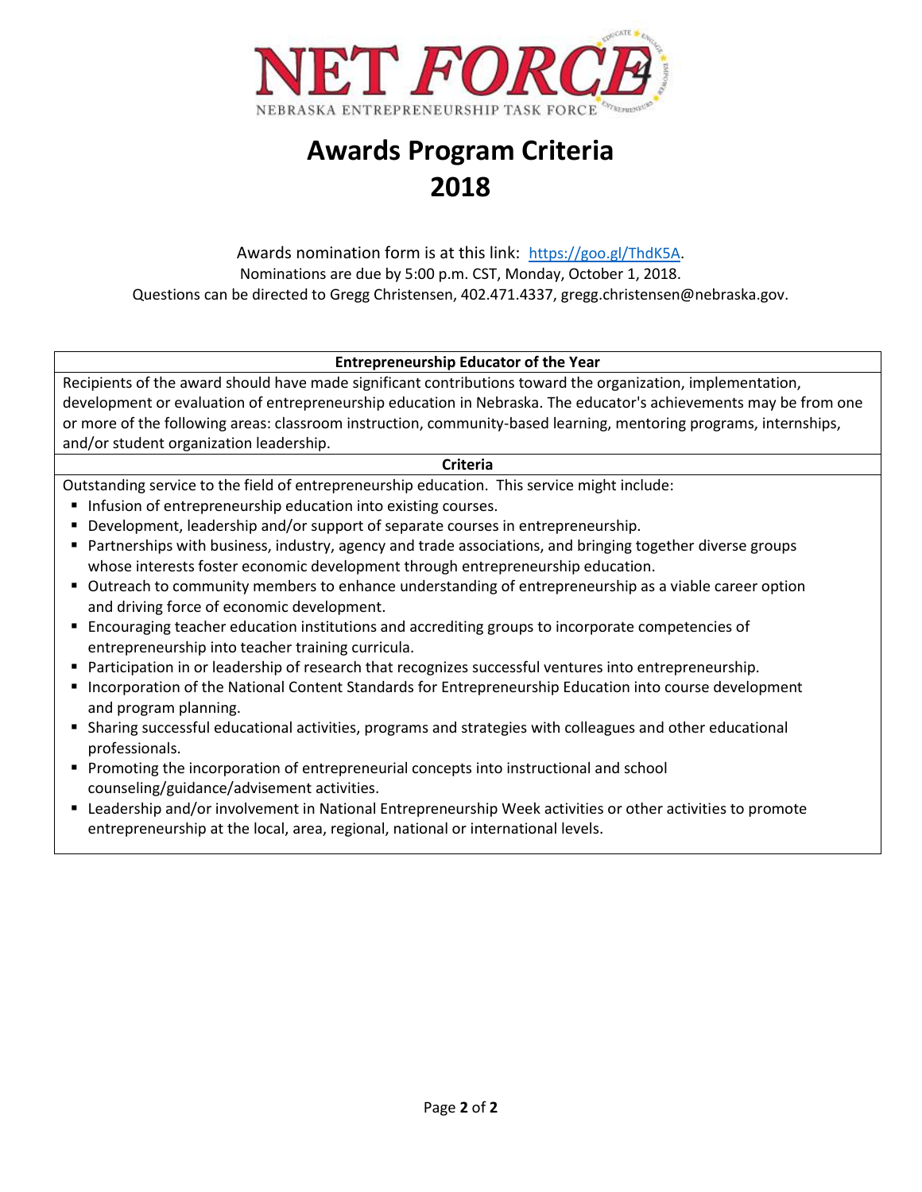# Awards Program Criteria
# 2018

Awards nomination form is at this link: https://goo.gl/ThdK5A.

Nominations are due by 5:00 p.m. CST, Monday, October 1, 2018.

Questions can be directed to Gregg Christensen, 402.471.4337, gregg.christensen@nebraska.gov.

**Entrepreneurship Educator of the Year**

Recipients of the award should have made significant contributions toward the organization, implementation, development or evaluation of entrepreneurship education in Nebraska. The educator's achievements may be from one or more of the following areas: classroom instruction, community-based learning, mentoring programs, internships, and/or student organization leadership.

**Criteria**

Outstanding service to the field of entrepreneurship education. This service might include:

- Infusion of entrepreneurship education into existing courses.
- Development, leadership and/or support of separate courses in entrepreneurship.
- Partnerships with business, industry, agency and trade associations, and bringing together diverse groups whose interests foster economic development through entrepreneurship education.
- Outreach to community members to enhance understanding of entrepreneurship as a viable career option and driving force of economic development.
- Encouraging teacher education institutions and accrediting groups to incorporate competencies of entrepreneurship into teacher training curricula.
- Participation in or leadership of research that recognizes successful ventures into entrepreneurship.
- Incorporation of the National Content Standards for Entrepreneurship Education into course development and program planning.
- Sharing successful educational activities, programs and strategies with colleagues and other educational professionals.
- Promoting the incorporation of entrepreneurial concepts into instructional and school counseling/guidance/advisement activities.
- Leadership and/or involvement in National Entrepreneurship Week activities or other activities to promote entrepreneurship at the local, area, regional, national or international levels.